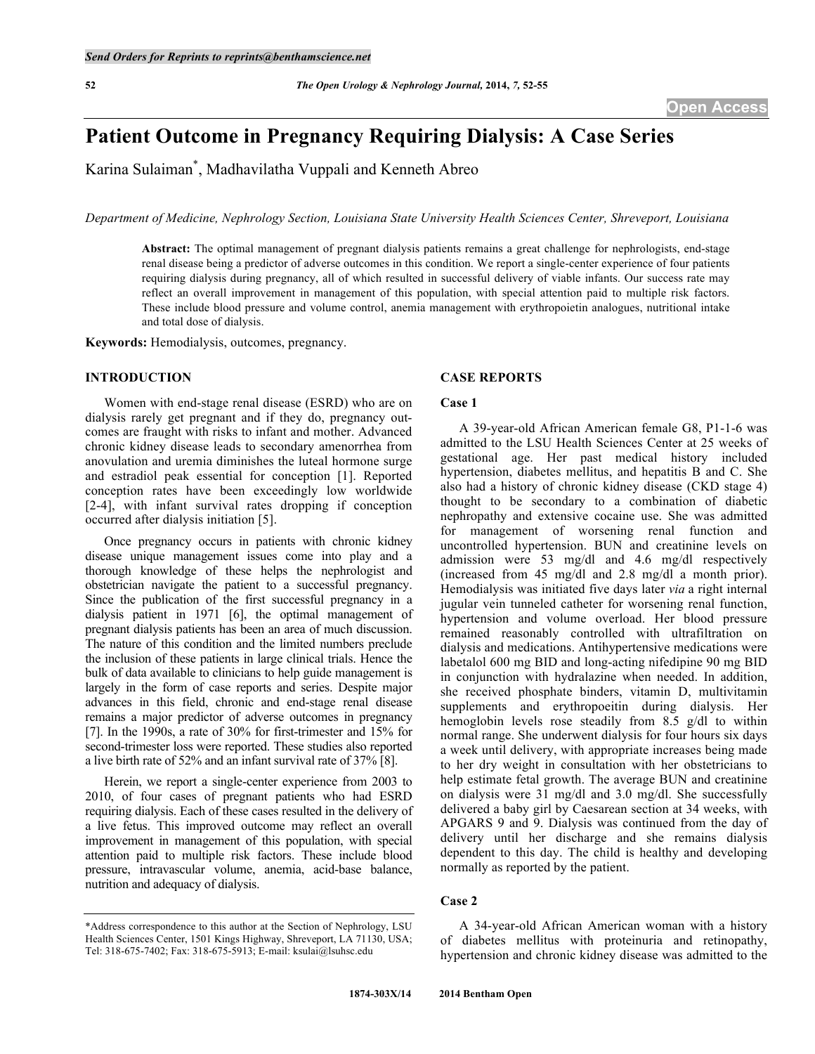# Patient Outcome in Pregnancy Requiring Dialysis: A Case Series

Karina Sulaiman*, Madhavilatha Vuppali and Kenneth Abreo

*Department of Medicine, Nephrology Section, Louisiana State University Health Sciences Center, Shreveport, Louisiana*

**Abstract:** The optimal management of pregnant dialysis patients remains a great challenge for nephrologists, end-stage renal disease being a predictor of adverse outcomes in this condition. We report a single-center experience of four patients requiring dialysis during pregnancy, all of which resulted in successful delivery of viable infants. Our success rate may reflect an overall improvement in management of this population, with special attention paid to multiple risk factors. These include blood pressure and volume control, anemia management with erythropoietin analogues, nutritional intake and total dose of dialysis.

**Keywords:** Hemodialysis, outcomes, pregnancy.

## INTRODUCTION

Women with end-stage renal disease (ESRD) who are on dialysis rarely get pregnant and if they do, pregnancy outcomes are fraught with risks to infant and mother. Advanced chronic kidney disease leads to secondary amenorrhea from anovulation and uremia diminishes the luteal hormone surge and estradiol peak essential for conception [1]. Reported conception rates have been exceedingly low worldwide [2-4], with infant survival rates dropping if conception occurred after dialysis initiation [5].

Once pregnancy occurs in patients with chronic kidney disease unique management issues come into play and a thorough knowledge of these helps the nephrologist and obstetrician navigate the patient to a successful pregnancy. Since the publication of the first successful pregnancy in a dialysis patient in 1971 [6], the optimal management of pregnant dialysis patients has been an area of much discussion. The nature of this condition and the limited numbers preclude the inclusion of these patients in large clinical trials. Hence the bulk of data available to clinicians to help guide management is largely in the form of case reports and series. Despite major advances in this field, chronic and end-stage renal disease remains a major predictor of adverse outcomes in pregnancy [7]. In the 1990s, a rate of 30% for first-trimester and 15% for second-trimester loss were reported. These studies also reported a live birth rate of 52% and an infant survival rate of 37% [8].

Herein, we report a single-center experience from 2003 to 2010, of four cases of pregnant patients who had ESRD requiring dialysis. Each of these cases resulted in the delivery of a live fetus. This improved outcome may reflect an overall improvement in management of this population, with special attention paid to multiple risk factors. These include blood pressure, intravascular volume, anemia, acid-base balance, nutrition and adequacy of dialysis.

## CASE REPORTS

### Case 1

A 39-year-old African American female G8, P1-1-6 was admitted to the LSU Health Sciences Center at 25 weeks of gestational age. Her past medical history included hypertension, diabetes mellitus, and hepatitis B and C. She also had a history of chronic kidney disease (CKD stage 4) thought to be secondary to a combination of diabetic nephropathy and extensive cocaine use. She was admitted for management of worsening renal function and uncontrolled hypertension. BUN and creatinine levels on admission were 53 mg/dl and 4.6 mg/dl respectively (increased from 45 mg/dl and 2.8 mg/dl a month prior). Hemodialysis was initiated five days later *via* a right internal jugular vein tunneled catheter for worsening renal function, hypertension and volume overload. Her blood pressure remained reasonably controlled with ultrafiltration on dialysis and medications. Antihypertensive medications were labetalol 600 mg BID and long-acting nifedipine 90 mg BID in conjunction with hydralazine when needed. In addition, she received phosphate binders, vitamin D, multivitamin supplements and erythropoeitin during dialysis. Her hemoglobin levels rose steadily from 8.5 g/dl to within normal range. She underwent dialysis for four hours six days a week until delivery, with appropriate increases being made to her dry weight in consultation with her obstetricians to help estimate fetal growth. The average BUN and creatinine on dialysis were 31 mg/dl and 3.0 mg/dl. She successfully delivered a baby girl by Caesarean section at 34 weeks, with APGARS 9 and 9. Dialysis was continued from the day of delivery until her discharge and she remains dialysis dependent to this day. The child is healthy and developing normally as reported by the patient.

### Case 2

A 34-year-old African American woman with a history of diabetes mellitus with proteinuria and retinopathy, hypertension and chronic kidney disease was admitted to the

*Address correspondence to this author at the Section of Nephrology, LSU Health Sciences Center, 1501 Kings Highway, Shreveport, LA 71130, USA; Tel: 318-675-7402; Fax: 318-675-5913; E-mail: ksulai@lsuhsc.edu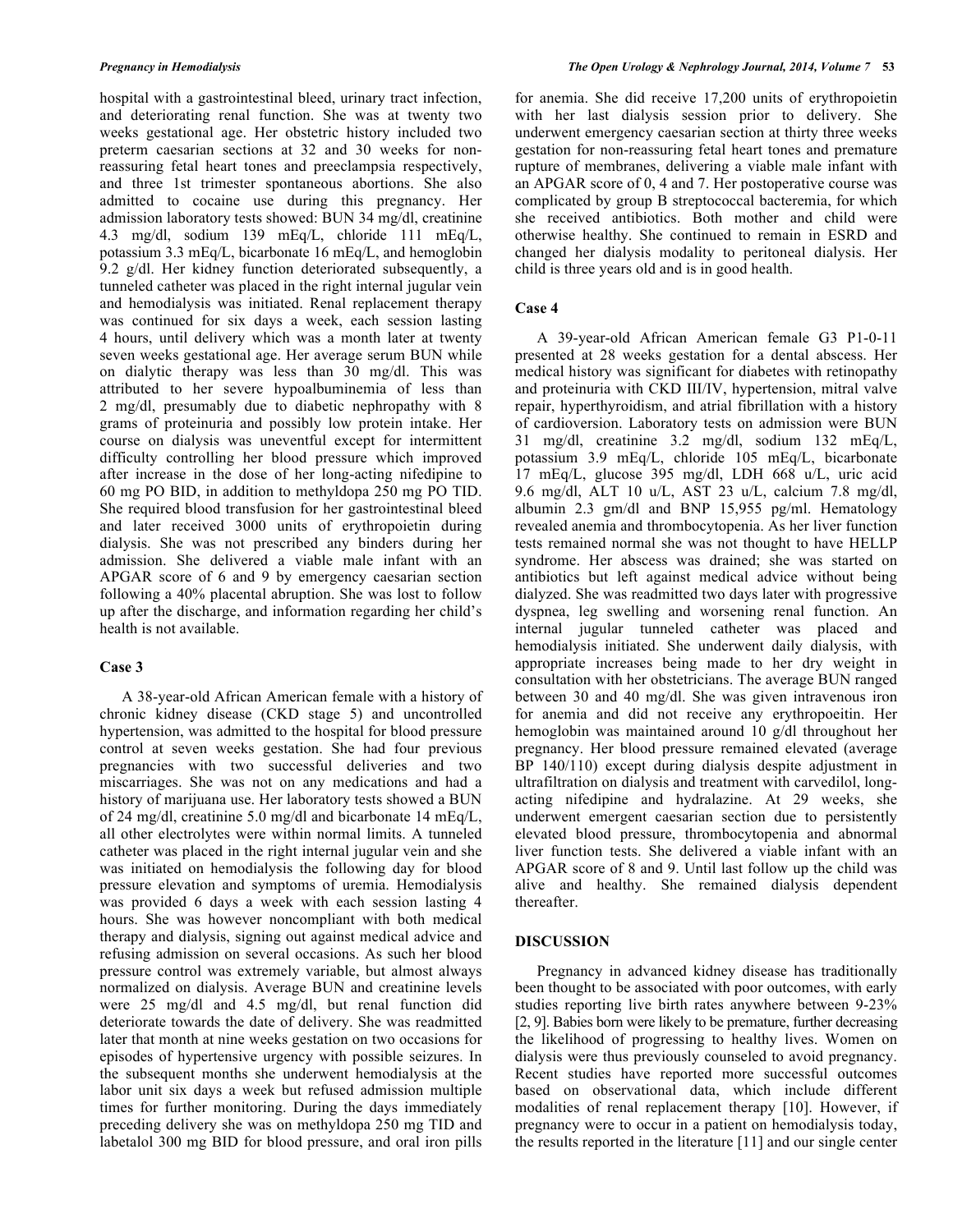hospital with a gastrointestinal bleed, urinary tract infection, and deteriorating renal function. She was at twenty two weeks gestational age. Her obstetric history included two preterm caesarian sections at 32 and 30 weeks for non-reassuring fetal heart tones and preeclampsia respectively, and three 1st trimester spontaneous abortions. She also admitted to cocaine use during this pregnancy. Her admission laboratory tests showed: BUN 34 mg/dl, creatinine 4.3 mg/dl, sodium 139 mEq/L, chloride 111 mEq/L, potassium 3.3 mEq/L, bicarbonate 16 mEq/L, and hemoglobin 9.2 g/dl. Her kidney function deteriorated subsequently, a tunneled catheter was placed in the right internal jugular vein and hemodialysis was initiated. Renal replacement therapy was continued for six days a week, each session lasting 4 hours, until delivery which was a month later at twenty seven weeks gestational age. Her average serum BUN while on dialytic therapy was less than 30 mg/dl. This was attributed to her severe hypoalbuminemia of less than 2 mg/dl, presumably due to diabetic nephropathy with 8 grams of proteinuria and possibly low protein intake. Her course on dialysis was uneventful except for intermittent difficulty controlling her blood pressure which improved after increase in the dose of her long-acting nifedipine to 60 mg PO BID, in addition to methyldopa 250 mg PO TID. She required blood transfusion for her gastrointestinal bleed and later received 3000 units of erythropoietin during dialysis. She was not prescribed any binders during her admission. She delivered a viable male infant with an APGAR score of 6 and 9 by emergency caesarean section following a 40% placental abruption. She was lost to follow up after the discharge, and information regarding her child's health is not available.

## Case 3

A 38-year-old African American female with a history of chronic kidney disease (CKD stage 5) and uncontrolled hypertension, was admitted to the hospital for blood pressure control at seven weeks gestation. She had four previous pregnancies with two successful deliveries and two miscarriages. She was not on any medications and had a history of marijuana use. Her laboratory tests showed a BUN of 24 mg/dl, creatinine 5.0 mg/dl and bicarbonate 14 mEq/L, all other electrolytes were within normal limits. A tunneled catheter was placed in the right internal jugular vein and she was initiated on hemodialysis the following day for blood pressure elevation and symptoms of uremia. Hemodialysis was provided 6 days a week with each session lasting 4 hours. She was however noncompliant with both medical therapy and dialysis, signing out against medical advice and refusing admission on several occasions. As such her blood pressure control was extremely variable, but almost always normalized on dialysis. Average BUN and creatinine levels were 25 mg/dl and 4.5 mg/dl, but renal function did deteriorate towards the date of delivery. She was readmitted later that month at nine weeks gestation on two occasions for episodes of hypertensive urgency with possible seizures. In the subsequent months she underwent hemodialysis at the labor unit six days a week but refused admission multiple times for further monitoring. During the days immediately preceding delivery she was on methyldopa 250 mg TID and labetalol 300 mg BID for blood pressure, and oral iron pills for anemia. She did receive 17,200 units of erythropoietin with her last dialysis session prior to delivery. She underwent emergency caesarian section at thirty three weeks gestation for non-reassuring fetal heart tones and premature rupture of membranes, delivering a viable male infant with an APGAR score of 0, 4 and 7. Her postoperative course was complicated by group B streptococcal bacteremia, for which she received antibiotics. Both mother and child were otherwise healthy. She continued to remain in ESRD and changed her dialysis modality to peritoneal dialysis. Her child is three years old and is in good health.

## Case 4

A 39-year-old African American female G3 P1-0-11 presented at 28 weeks gestation for a dental abscess. Her medical history was significant for diabetes with retinopathy and proteinuria with CKD III/IV, hypertension, mitral valve repair, hyperthyroidism, and atrial fibrillation with a history of cardioversion. Laboratory tests on admission were BUN 31 mg/dl, creatinine 3.2 mg/dl, sodium 132 mEq/L, potassium 3.9 mEq/L, chloride 105 mEq/L, bicarbonate 17 mEq/L, glucose 395 mg/dl, LDH 668 u/L, uric acid 9.6 mg/dl, ALT 10 u/L, AST 23 u/L, calcium 7.8 mg/dl, albumin 2.3 gm/dl and BNP 15,955 pg/ml. Hematology revealed anemia and thrombocytopenia. As her liver function tests remained normal she was not thought to have HELLP syndrome. Her abscess was drained; she was started on antibiotics but left against medical advice without being dialyzed. She was readmitted two days later with progressive dyspnea, leg swelling and worsening renal function. An internal jugular tunneled catheter was placed and hemodialysis initiated. She underwent daily dialysis, with appropriate increases being made to her dry weight in consultation with her obstetricians. The average BUN ranged between 30 and 40 mg/dl. She was given intravenous iron for anemia and did not receive any erythropoeitin. Her hemoglobin was maintained around 10 g/dl throughout her pregnancy. Her blood pressure remained elevated (average BP 140/110) except during dialysis despite adjustment in ultrafiltration on dialysis and treatment with carvedilol, long-acting nifedipine and hydralazine. At 29 weeks, she underwent emergent caesarian section due to persistently elevated blood pressure, thrombocytopenia and abnormal liver function tests. She delivered a viable infant with an APGAR score of 8 and 9. Until last follow up the child was alive and healthy. She remained dialysis dependent thereafter.

## DISCUSSION

Pregnancy in advanced kidney disease has traditionally been thought to be associated with poor outcomes, with early studies reporting live birth rates anywhere between 9-23% [2, 9]. Babies born were likely to be premature, further decreasing the likelihood of progressing to healthy lives. Women on dialysis were thus previously counseled to avoid pregnancy. Recent studies have reported more successful outcomes based on observational data, which include different modalities of renal replacement therapy [10]. However, if pregnancy were to occur in a patient on hemodialysis today, the results reported in the literature [11] and our single center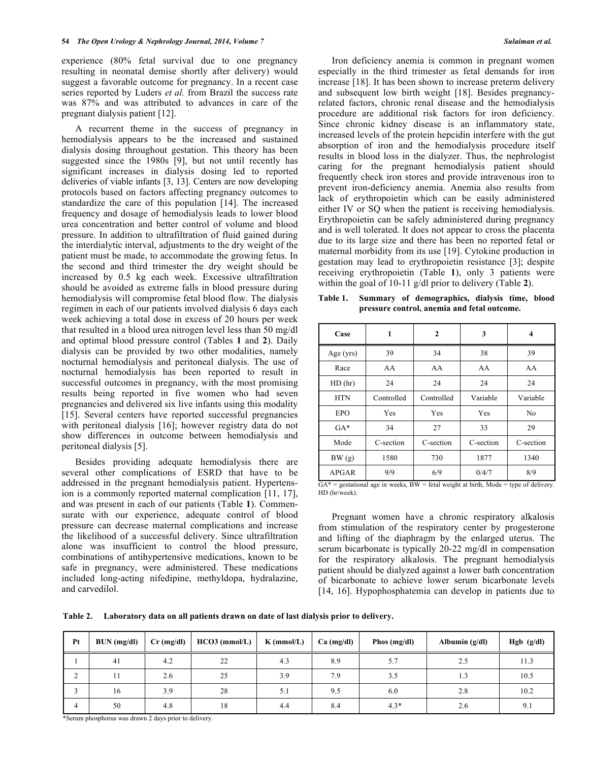experience (80% fetal survival due to one pregnancy resulting in neonatal demise shortly after delivery) would suggest a favorable outcome for pregnancy. In a recent case series reported by Luders *et al.* from Brazil the success rate was 87% and was attributed to advances in care of the pregnant dialysis patient [12].

A recurrent theme in the success of pregnancy in hemodialysis appears to be the increased and sustained dialysis dosing throughout gestation. This theory has been suggested since the 1980s [9], but not until recently has significant increases in dialysis dosing led to reported deliveries of viable infants [3, 13]. Centers are now developing protocols based on factors affecting pregnancy outcomes to standardize the care of this population [14]. The increased frequency and dosage of hemodialysis leads to lower blood urea concentration and better control of volume and blood pressure. In addition to ultrafiltration of fluid gained during the interdialytic interval, adjustments to the dry weight of the patient must be made, to accommodate the growing fetus. In the second and third trimester the dry weight should be increased by 0.5 kg each week. Excessive ultrafiltration should be avoided as extreme falls in blood pressure during hemodialysis will compromise fetal blood flow. The dialysis regimen in each of our patients involved dialysis 6 days each week achieving a total dose in excess of 20 hours per week that resulted in a blood urea nitrogen level less than 50 mg/dl and optimal blood pressure control (Tables **1** and **2**). Daily dialysis can be provided by two other modalities, namely nocturnal hemodialysis and peritoneal dialysis. The use of nocturnal hemodialysis has been reported to result in successful outcomes in pregnancy, with the most promising results being reported in five women who had seven pregnancies and delivered six live infants using this modality [15]. Several centers have reported successful pregnancies with peritoneal dialysis [16]; however registry data do not show differences in outcome between hemodialysis and peritoneal dialysis [5].

Besides providing adequate hemodialysis there are several other complications of ESRD that have to be addressed in the pregnant hemodialysis patient. Hypertension is a commonly reported maternal complication [11, 17], and was present in each of our patients (Table **1**). Commensurate with our experience, adequate control of blood pressure can decrease maternal complications and increase the likelihood of a successful delivery. Since ultrafiltration alone was insufficient to control the blood pressure, combinations of antihypertensive medications, known to be safe in pregnancy, were administered. These medications included long-acting nifedipine, methyldopa, hydralazine, and carvedilol.

Iron deficiency anemia is common in pregnant women especially in the third trimester as fetal demands for iron increase [18]. It has been shown to increase preterm delivery and subsequent low birth weight [18]. Besides pregnancy-related factors, chronic renal disease and the hemodialysis procedure are additional risk factors for iron deficiency. Since chronic kidney disease is an inflammatory state, increased levels of the protein hepcidin interfere with the gut absorption of iron and the hemodialysis procedure itself results in blood loss in the dialyzer. Thus, the nephrologist caring for the pregnant hemodialysis patient should frequently check iron stores and provide intravenous iron to prevent iron-deficiency anemia. Anemia also results from lack of erythropoietin which can be easily administered either IV or SQ when the patient is receiving hemodialysis. Erythropoietin can be safely administered during pregnancy and is well tolerated. It does not appear to cross the placenta due to its large size and there has been no reported fetal or maternal morbidity from its use [19]. Cytokine production in gestation may lead to erythropoietin resistance [3]; despite receiving erythropoietin (Table **1**), only 3 patients were within the goal of 10-11 g/dl prior to delivery (Table **2**).

**Table 1. Summary of demographics, dialysis time, blood pressure control, anemia and fetal outcome.**

| Case | 1 | 2 | 3 | 4 |
|---|---|---|---|---|
| Age (yrs) | 39 | 34 | 38 | 39 |
| Race | AA | AA | AA | AA |
| HD (hr) | 24 | 24 | 24 | 24 |
| HTN | Controlled | Controlled | Variable | Variable |
| EPO | Yes | Yes | Yes | No |
| GA* | 34 | 27 | 33 | 29 |
| Mode | C-section | C-section | C-section | C-section |
| BW (g) | 1580 | 730 | 1877 | 1340 |
| APGAR | 9/9 | 6/9 | 0/4/7 | 8/9 |

GA* = gestational age in weeks, BW = fetal weight at birth, Mode = type of delivery. HD (hr/week).

Pregnant women have a chronic respiratory alkalosis from stimulation of the respiratory center by progesterone and lifting of the diaphragm by the enlarged uterus. The serum bicarbonate is typically 20-22 mg/dl in compensation for the respiratory alkalosis. The pregnant hemodialysis patient should be dialyzed against a lower bath concentration of bicarbonate to achieve lower serum bicarbonate levels [14, 16]. Hypophosphatemia can develop in patients due to

**Table 2. Laboratory data on all patients drawn on date of last dialysis prior to delivery.**

| Pt | BUN (mg/dl) | Cr (mg/dl) | HCO3 (mmol/L) | K (mmol/L) | Ca (mg/dl) | Phos (mg/dl) | Albumin (g/dl) | Hgb (g/dl) |
|---|---|---|---|---|---|---|---|---|
| 1 | 41 | 4.2 | 22 | 4.3 | 8.9 | 5.7 | 2.5 | 11.3 |
| 2 | 11 | 2.6 | 25 | 3.9 | 7.9 | 3.5 | 1.3 | 10.5 |
| 3 | 16 | 3.9 | 28 | 5.1 | 9.5 | 6.0 | 2.8 | 10.2 |
| 4 | 50 | 4.8 | 18 | 4.4 | 8.4 | 4.3* | 2.6 | 9.1 |

*Serum phosphorus was drawn 2 days prior to delivery.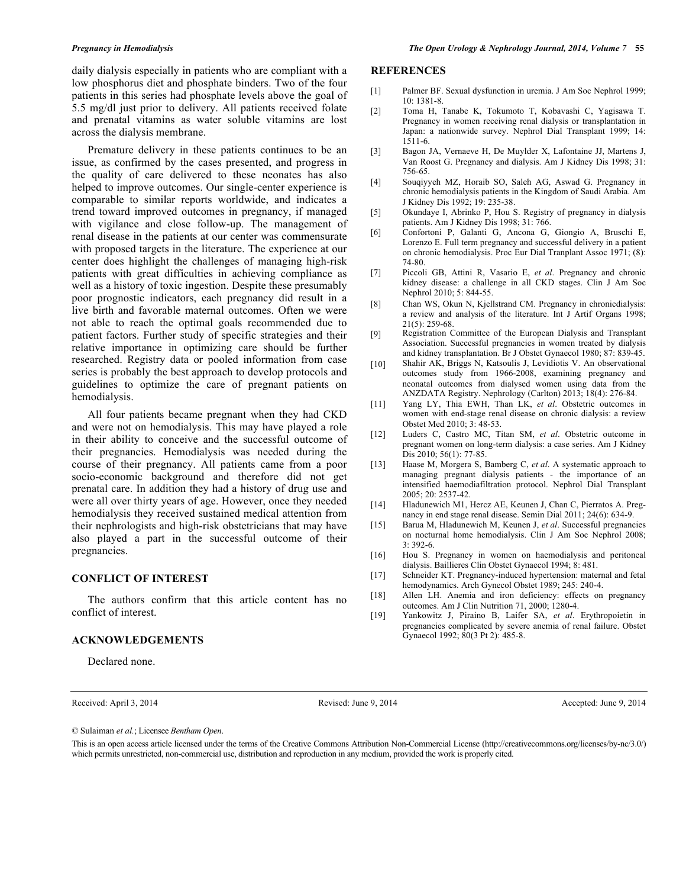daily dialysis especially in patients who are compliant with a low phosphorus diet and phosphate binders. Two of the four patients in this series had phosphate levels above the goal of 5.5 mg/dl just prior to delivery. All patients received folate and prenatal vitamins as water soluble vitamins are lost across the dialysis membrane.

Premature delivery in these patients continues to be an issue, as confirmed by the cases presented, and progress in the quality of care delivered to these neonates has also helped to improve outcomes. Our single-center experience is comparable to similar reports worldwide, and indicates a trend toward improved outcomes in pregnancy, if managed with vigilance and close follow-up. The management of renal disease in the patients at our center was commensurate with proposed targets in the literature. The experience at our center does highlight the challenges of managing high-risk patients with great difficulties in achieving compliance as well as a history of toxic ingestion. Despite these presumably poor prognostic indicators, each pregnancy did result in a live birth and favorable maternal outcomes. Often we were not able to reach the optimal goals recommended due to patient factors. Further study of specific strategies and their relative importance in optimizing care should be further researched. Registry data or pooled information from case series is probably the best approach to develop protocols and guidelines to optimize the care of pregnant patients on hemodialysis.

All four patients became pregnant when they had CKD and were not on hemodialysis. This may have played a role in their ability to conceive and the successful outcome of their pregnancies. Hemodialysis was needed during the course of their pregnancy. All patients came from a poor socio-economic background and therefore did not get prenatal care. In addition they had a history of drug use and were all over thirty years of age. However, once they needed hemodialysis they received sustained medical attention from their nephrologists and high-risk obstetricians that may have also played a part in the successful outcome of their pregnancies.

## CONFLICT OF INTEREST

The authors confirm that this article content has no conflict of interest.

## ACKNOWLEDGEMENTS

Declared none.

## REFERENCES

[1] Palmer BF. Sexual dysfunction in uremia. J Am Soc Nephrol 1999; 10: 1381-8.

[2] Toma H, Tanabe K, Tokumoto T, Kobavashi C, Yagisawa T. Pregnancy in women receiving renal dialysis or transplantation in Japan: a nationwide survey. Nephrol Dial Transplant 1999; 14: 1511-6.

[3] Bagon JA, Vernaeve H, De Muylder X, Lafontaine JJ, Martens J, Van Roost G. Pregnancy and dialysis. Am J Kidney Dis 1998; 31: 756-65.

[4] Souqiyyeh MZ, Horaib SO, Saleh AG, Aswad G. Pregnancy in chronic hemodialysis patients in the Kingdom of Saudi Arabia. Am J Kidney Dis 1992; 19: 235-38.

[5] Okundaye I, Abrinko P, Hou S. Registry of pregnancy in dialysis patients. Am J Kidney Dis 1998; 31: 766.

[6] Confortoni P, Galanti G, Ancona G, Giongio A, Bruschi E, Lorenzo E. Full term pregnancy and successful delivery in a patient on chronic hemodialysis. Proc Eur Dial Tranplant Assoc 1971; (8): 74-80.

[7] Piccoli GB, Attini R, Vasario E, *et al*. Pregnancy and chronic kidney disease: a challenge in all CKD stages. Clin J Am Soc Nephrol 2010; 5: 844-55.

[8] Chan WS, Okun N, Kjellstrand CM. Pregnancy in chronicdialysis: a review and analysis of the literature. Int J Artif Organs 1998; 21(5): 259-68.

[9] Registration Committee of the European Dialysis and Transplant Association. Successful pregnancies in women treated by dialysis and kidney transplantation. Br J Obstet Gynaecol 1980; 87: 839-45.

[10] Shahir AK, Briggs N, Katsoulis J, Levidiotis V. An observational outcomes study from 1966-2008, examining pregnancy and neonatal outcomes from dialysed women using data from the ANZDATA Registry. Nephrology (Carlton) 2013; 18(4): 276-84.

[11] Yang LY, Thia EWH, Than LK, *et al*. Obstetric outcomes in women with end-stage renal disease on chronic dialysis: a review Obstet Med 2010; 3: 48-53.

[12] Luders C, Castro MC, Titan SM, *et al*. Obstetric outcome in pregnant women on long-term dialysis: a case series. Am J Kidney Dis 2010; 56(1): 77-85.

[13] Haase M, Morgera S, Bamberg C, *et al*. A systematic approach to managing pregnant dialysis patients - the importance of an intensified haemodiafiltration protocol. Nephrol Dial Transplant 2005; 20: 2537-42.

[14] Hladunewich M1, Hercz AE, Keunen J, Chan C, Pierratos A. Pregnancy in end stage renal disease. Semin Dial 2011; 24(6): 634-9.

[15] Barua M, Hladunewich M, Keunen J, *et al*. Successful pregnancies on nocturnal home hemodialysis. Clin J Am Soc Nephrol 2008; 3: 392-6.

[16] Hou S. Pregnancy in women on haemodialysis and peritoneal dialysis. Baillieres Clin Obstet Gynaecol 1994; 8: 481.

[17] Schneider KT. Pregnancy-induced hypertension: maternal and fetal hemodynamics. Arch Gynecol Obstet 1989; 245: 240-4.

[18] Allen LH. Anemia and iron deficiency: effects on pregnancy outcomes. Am J Clin Nutrition 71, 2000; 1280-4.

[19] Yankowitz J, Piraino B, Laifer SA, *et al*. Erythropoietin in pregnancies complicated by severe anemia of renal failure. Obstet Gynaecol 1992; 80(3 Pt 2): 485-8.

Received: April 3, 2014 Revised: June 9, 2014 Accepted: June 9, 2014

© Sulaiman *et al*.; Licensee *Bentham Open*.

This is an open access article licensed under the terms of the Creative Commons Attribution Non-Commercial License (http://creativecommons.org/licenses/by-nc/3.0/) which permits unrestricted, non-commercial use, distribution and reproduction in any medium, provided the work is properly cited.